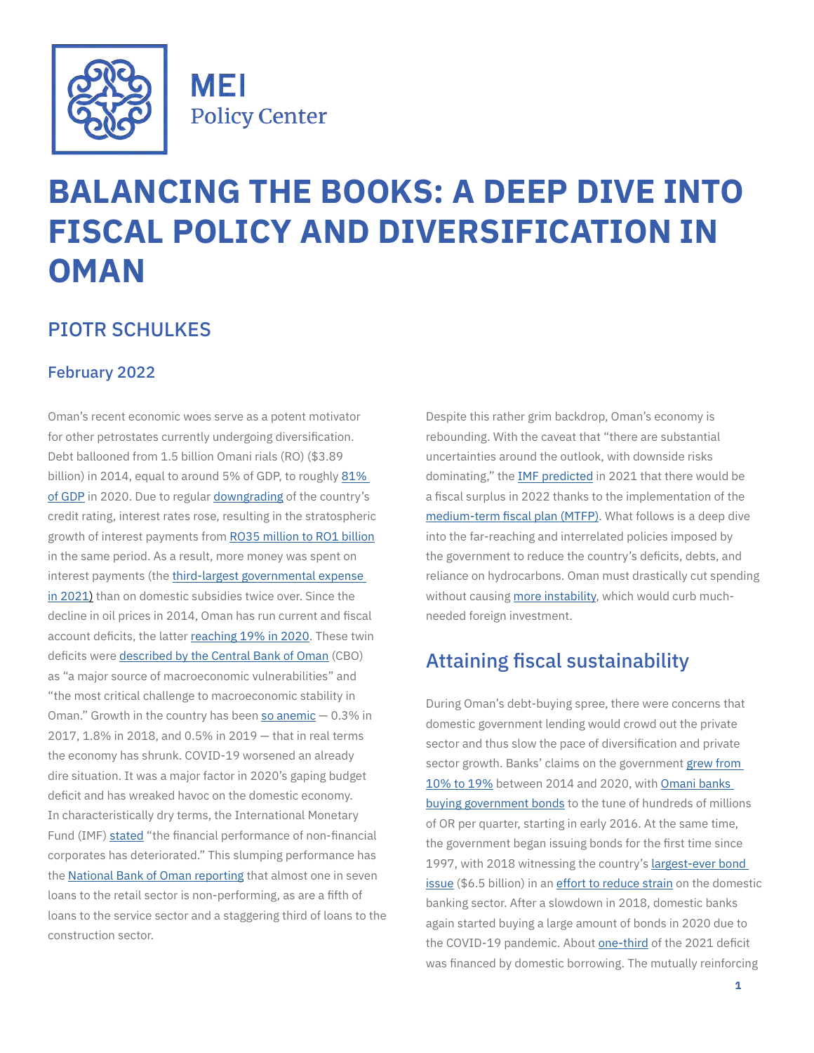MEI Policy Center

# BALANCING THE BOOKS: A DEEP DIVE INTO FISCAL POLICY AND DIVERSIFICATION IN OMAN

## PIOTR SCHULKES

### February 2022

Oman's recent economic woes serve as a potent motivator for other petrostates currently undergoing diversification. Debt ballooned from 1.5 billion Omani rials (RO) ($3.89 billion) in 2014, equal to around 5% of GDP, to roughly 81% of GDP in 2020. Due to regular downgrading of the country's credit rating, interest rates rose, resulting in the stratospheric growth of interest payments from RO35 million to RO1 billion in the same period. As a result, more money was spent on interest payments (the third-largest governmental expense in 2021) than on domestic subsidies twice over. Since the decline in oil prices in 2014, Oman has run current and fiscal account deficits, the latter reaching 19% in 2020. These twin deficits were described by the Central Bank of Oman (CBO) as "a major source of macroeconomic vulnerabilities" and "the most critical challenge to macroeconomic stability in Oman." Growth in the country has been so anemic — 0.3% in 2017, 1.8% in 2018, and 0.5% in 2019 — that in real terms the economy has shrunk. COVID-19 worsened an already dire situation. It was a major factor in 2020's gaping budget deficit and has wreaked havoc on the domestic economy. In characteristically dry terms, the International Monetary Fund (IMF) stated "the financial performance of non-financial corporates has deteriorated." This slumping performance has the National Bank of Oman reporting that almost one in seven loans to the retail sector is non-performing, as are a fifth of loans to the service sector and a staggering third of loans to the construction sector.

Despite this rather grim backdrop, Oman's economy is rebounding. With the caveat that "there are substantial uncertainties around the outlook, with downside risks dominating," the IMF predicted in 2021 that there would be a fiscal surplus in 2022 thanks to the implementation of the medium-term fiscal plan (MTFP). What follows is a deep dive into the far-reaching and interrelated policies imposed by the government to reduce the country's deficits, debts, and reliance on hydrocarbons. Oman must drastically cut spending without causing more instability, which would curb much-needed foreign investment.

## Attaining fiscal sustainability

During Oman's debt-buying spree, there were concerns that domestic government lending would crowd out the private sector and thus slow the pace of diversification and private sector growth. Banks' claims on the government grew from 10% to 19% between 2014 and 2020, with Omani banks buying government bonds to the tune of hundreds of millions of OR per quarter, starting in early 2016. At the same time, the government began issuing bonds for the first time since 1997, with 2018 witnessing the country's largest-ever bond issue ($6.5 billion) in an effort to reduce strain on the domestic banking sector. After a slowdown in 2018, domestic banks again started buying a large amount of bonds in 2020 due to the COVID-19 pandemic. About one-third of the 2021 deficit was financed by domestic borrowing. The mutually reinforcing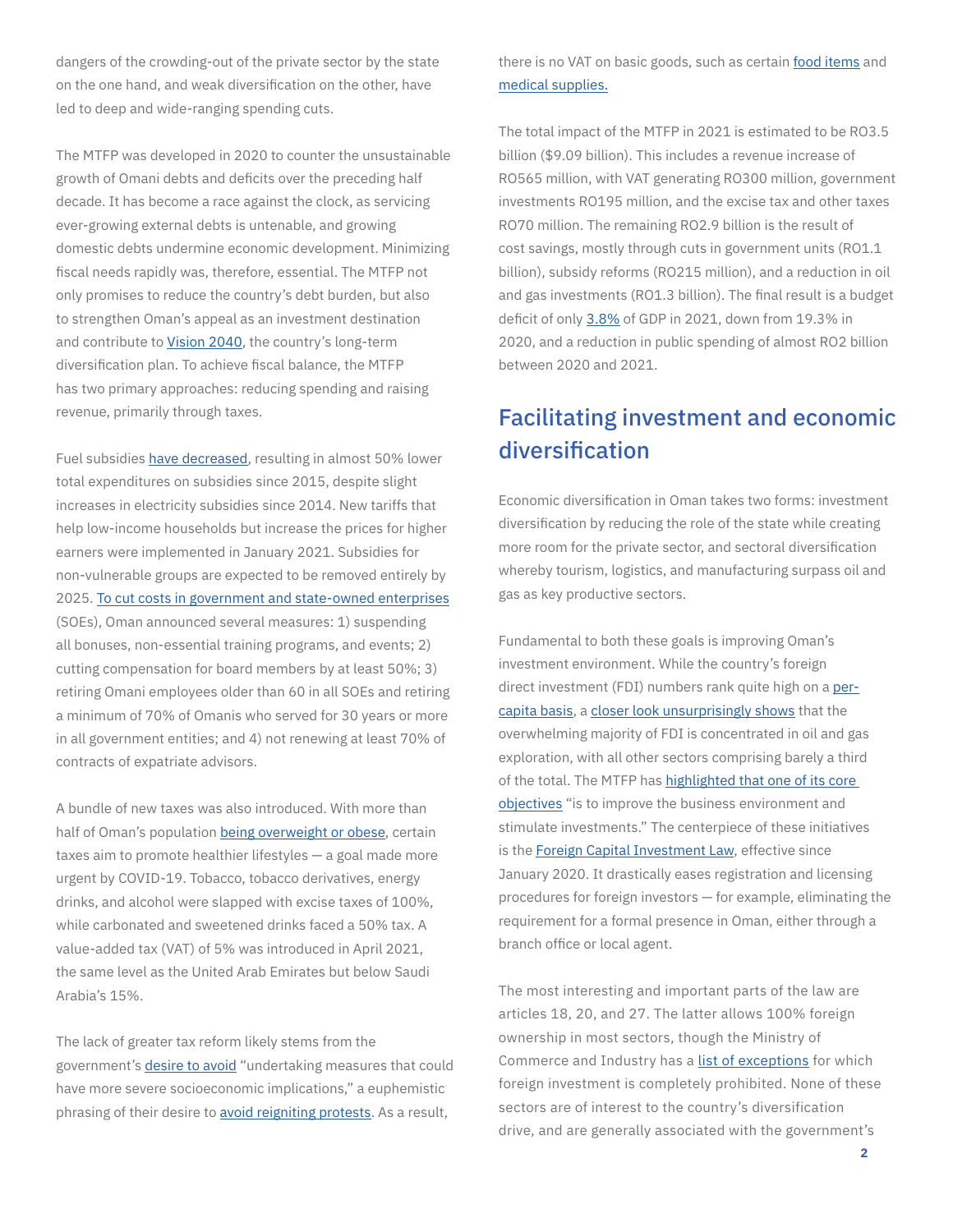dangers of the crowding-out of the private sector by the state on the one hand, and weak diversification on the other, have led to deep and wide-ranging spending cuts.

The MTFP was developed in 2020 to counter the unsustainable growth of Omani debts and deficits over the preceding half decade. It has become a race against the clock, as servicing ever-growing external debts is untenable, and growing domestic debts undermine economic development. Minimizing fiscal needs rapidly was, therefore, essential. The MTFP not only promises to reduce the country's debt burden, but also to strengthen Oman's appeal as an investment destination and contribute to Vision 2040, the country's long-term diversification plan. To achieve fiscal balance, the MTFP has two primary approaches: reducing spending and raising revenue, primarily through taxes.

Fuel subsidies have decreased, resulting in almost 50% lower total expenditures on subsidies since 2015, despite slight increases in electricity subsidies since 2014. New tariffs that help low-income households but increase the prices for higher earners were implemented in January 2021. Subsidies for non-vulnerable groups are expected to be removed entirely by 2025. To cut costs in government and state-owned enterprises (SOEs), Oman announced several measures: 1) suspending all bonuses, non-essential training programs, and events; 2) cutting compensation for board members by at least 50%; 3) retiring Omani employees older than 60 in all SOEs and retiring a minimum of 70% of Omanis who served for 30 years or more in all government entities; and 4) not renewing at least 70% of contracts of expatriate advisors.

A bundle of new taxes was also introduced. With more than half of Oman's population being overweight or obese, certain taxes aim to promote healthier lifestyles — a goal made more urgent by COVID-19. Tobacco, tobacco derivatives, energy drinks, and alcohol were slapped with excise taxes of 100%, while carbonated and sweetened drinks faced a 50% tax. A value-added tax (VAT) of 5% was introduced in April 2021, the same level as the United Arab Emirates but below Saudi Arabia's 15%.

The lack of greater tax reform likely stems from the government's desire to avoid "undertaking measures that could have more severe socioeconomic implications," a euphemistic phrasing of their desire to avoid reigniting protests. As a result, there is no VAT on basic goods, such as certain food items and medical supplies.

The total impact of the MTFP in 2021 is estimated to be RO3.5 billion ($9.09 billion). This includes a revenue increase of RO565 million, with VAT generating RO300 million, government investments RO195 million, and the excise tax and other taxes RO70 million. The remaining RO2.9 billion is the result of cost savings, mostly through cuts in government units (RO1.1 billion), subsidy reforms (RO215 million), and a reduction in oil and gas investments (RO1.3 billion). The final result is a budget deficit of only 3.8% of GDP in 2021, down from 19.3% in 2020, and a reduction in public spending of almost RO2 billion between 2020 and 2021.

## Facilitating investment and economic diversification

Economic diversification in Oman takes two forms: investment diversification by reducing the role of the state while creating more room for the private sector, and sectoral diversification whereby tourism, logistics, and manufacturing surpass oil and gas as key productive sectors.

Fundamental to both these goals is improving Oman's investment environment. While the country's foreign direct investment (FDI) numbers rank quite high on a per-capita basis, a closer look unsurprisingly shows that the overwhelming majority of FDI is concentrated in oil and gas exploration, with all other sectors comprising barely a third of the total. The MTFP has highlighted that one of its core objectives "is to improve the business environment and stimulate investments." The centerpiece of these initiatives is the Foreign Capital Investment Law, effective since January 2020. It drastically eases registration and licensing procedures for foreign investors — for example, eliminating the requirement for a formal presence in Oman, either through a branch office or local agent.

The most interesting and important parts of the law are articles 18, 20, and 27. The latter allows 100% foreign ownership in most sectors, though the Ministry of Commerce and Industry has a list of exceptions for which foreign investment is completely prohibited. None of these sectors are of interest to the country's diversification drive, and are generally associated with the government's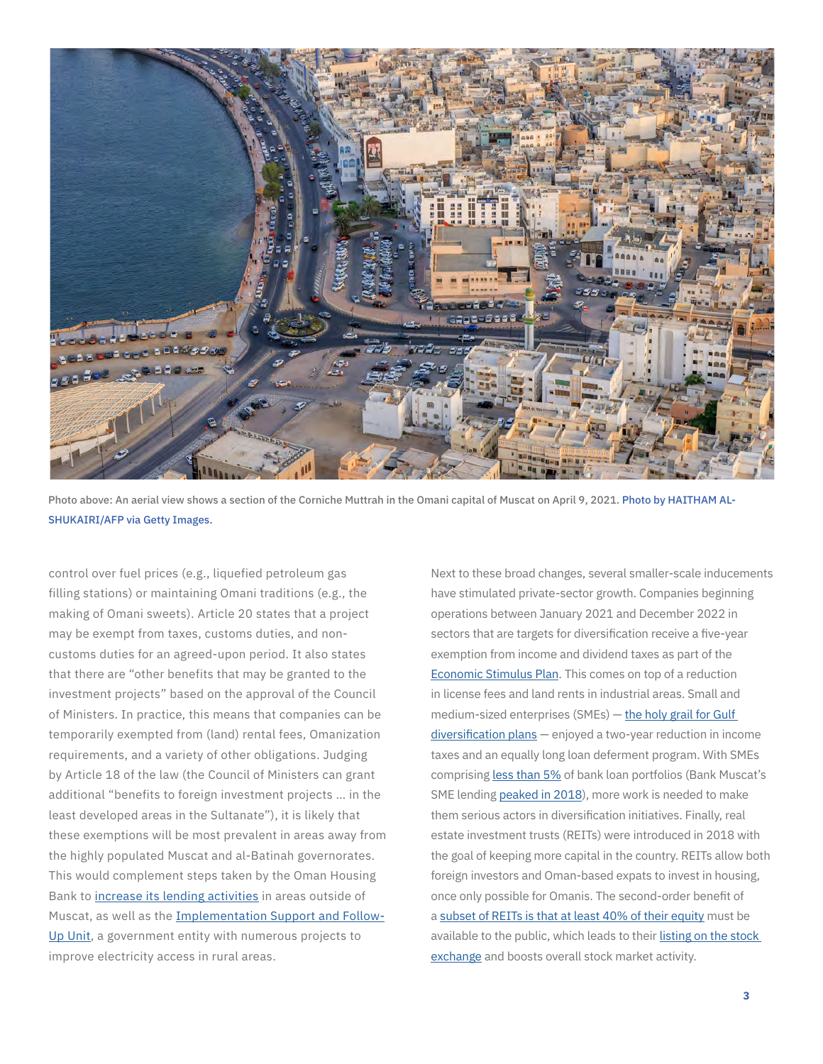Photo above: An aerial view shows a section of the Corniche Muttrah in the Omani capital of Muscat on April 9, 2021. Photo by HAITHAM AL-SHUKAIRI/AFP via Getty Images.

control over fuel prices (e.g., liquefied petroleum gas filling stations) or maintaining Omani traditions (e.g., the making of Omani sweets). Article 20 states that a project may be exempt from taxes, customs duties, and non-customs duties for an agreed-upon period. It also states that there are "other benefits that may be granted to the investment projects" based on the approval of the Council of Ministers. In practice, this means that companies can be temporarily exempted from (land) rental fees, Omanization requirements, and a variety of other obligations. Judging by Article 18 of the law (the Council of Ministers can grant additional "benefits to foreign investment projects ... in the least developed areas in the Sultanate"), it is likely that these exemptions will be most prevalent in areas away from the highly populated Muscat and al-Batinah governorates. This would complement steps taken by the Oman Housing Bank to increase its lending activities in areas outside of Muscat, as well as the Implementation Support and Follow-Up Unit, a government entity with numerous projects to improve electricity access in rural areas.

Next to these broad changes, several smaller-scale inducements have stimulated private-sector growth. Companies beginning operations between January 2021 and December 2022 in sectors that are targets for diversification receive a five-year exemption from income and dividend taxes as part of the Economic Stimulus Plan. This comes on top of a reduction in license fees and land rents in industrial areas. Small and medium-sized enterprises (SMEs) — the holy grail for Gulf diversification plans — enjoyed a two-year reduction in income taxes and an equally long loan deferment program. With SMEs comprising less than 5% of bank loan portfolios (Bank Muscat's SME lending peaked in 2018), more work is needed to make them serious actors in diversification initiatives. Finally, real estate investment trusts (REITs) were introduced in 2018 with the goal of keeping more capital in the country. REITs allow both foreign investors and Oman-based expats to invest in housing, once only possible for Omanis. The second-order benefit of a subset of REITs is that at least 40% of their equity must be available to the public, which leads to their listing on the stock exchange and boosts overall stock market activity.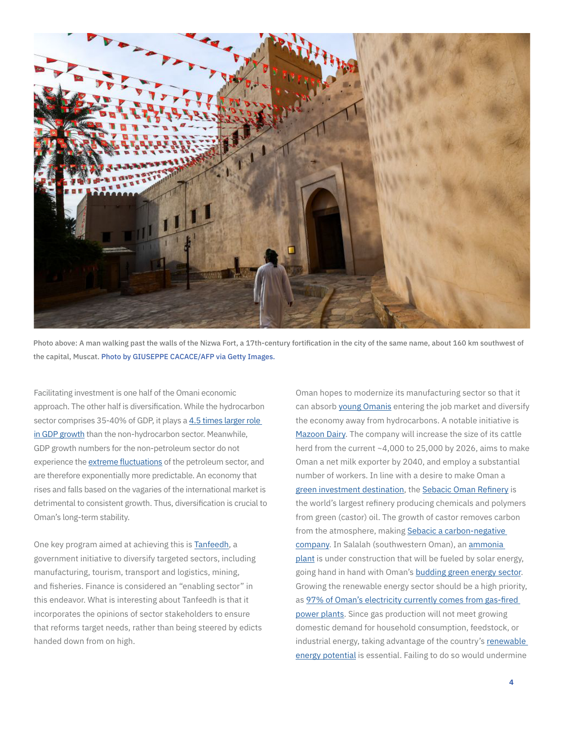Photo above: A man walking past the walls of the Nizwa Fort, a 17th-century fortification in the city of the same name, about 160 km southwest of the capital, Muscat. Photo by GIUSEPPE CACACE/AFP via Getty Images.

Facilitating investment is one half of the Omani economic approach. The other half is diversification. While the hydrocarbon sector comprises 35-40% of GDP, it plays a 4.5 times larger role in GDP growth than the non-hydrocarbon sector. Meanwhile, GDP growth numbers for the non-petroleum sector do not experience the extreme fluctuations of the petroleum sector, and are therefore exponentially more predictable. An economy that rises and falls based on the vagaries of the international market is detrimental to consistent growth. Thus, diversification is crucial to Oman's long-term stability.

One key program aimed at achieving this is Tanfeedh, a government initiative to diversify targeted sectors, including manufacturing, tourism, transport and logistics, mining, and fisheries. Finance is considered an "enabling sector" in this endeavor. What is interesting about Tanfeedh is that it incorporates the opinions of sector stakeholders to ensure that reforms target needs, rather than being steered by edicts handed down from on high.

Oman hopes to modernize its manufacturing sector so that it can absorb young Omanis entering the job market and diversify the economy away from hydrocarbons. A notable initiative is Mazoon Dairy. The company will increase the size of its cattle herd from the current ~4,000 to 25,000 by 2026, aims to make Oman a net milk exporter by 2040, and employ a substantial number of workers. In line with a desire to make Oman a green investment destination, the Sebacic Oman Refinery is the world's largest refinery producing chemicals and polymers from green (castor) oil. The growth of castor removes carbon from the atmosphere, making Sebacic a carbon-negative company. In Salalah (southwestern Oman), an ammonia plant is under construction that will be fueled by solar energy, going hand in hand with Oman's budding green energy sector. Growing the renewable energy sector should be a high priority, as 97% of Oman's electricity currently comes from gas-fired power plants. Since gas production will not meet growing domestic demand for household consumption, feedstock, or industrial energy, taking advantage of the country's renewable energy potential is essential. Failing to do so would undermine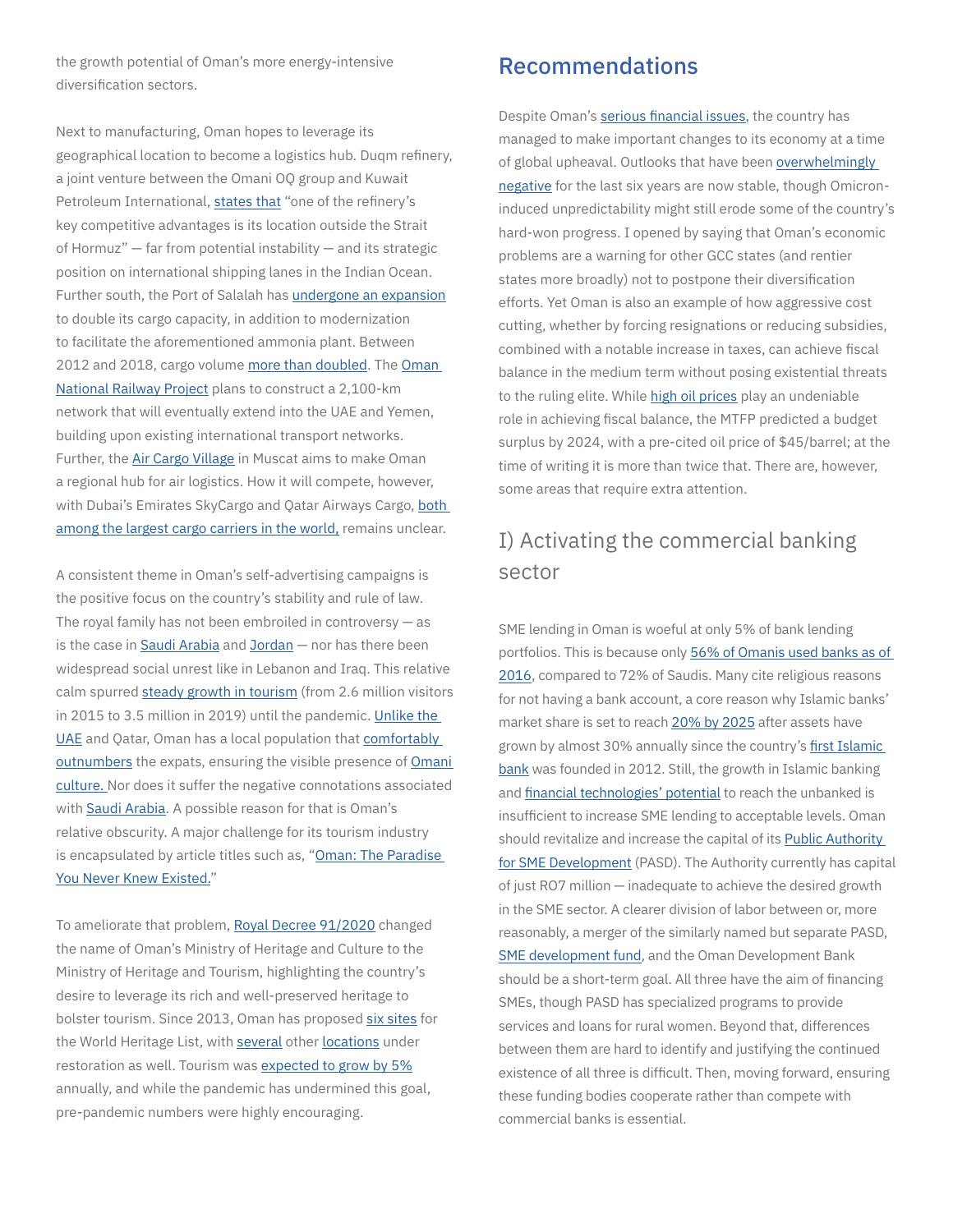the growth potential of Oman's more energy-intensive diversification sectors.

Next to manufacturing, Oman hopes to leverage its geographical location to become a logistics hub. Duqm refinery, a joint venture between the Omani OQ group and Kuwait Petroleum International, states that "one of the refinery's key competitive advantages is its location outside the Strait of Hormuz" — far from potential instability — and its strategic position on international shipping lanes in the Indian Ocean. Further south, the Port of Salalah has undergone an expansion to double its cargo capacity, in addition to modernization to facilitate the aforementioned ammonia plant. Between 2012 and 2018, cargo volume more than doubled. The Oman National Railway Project plans to construct a 2,100-km network that will eventually extend into the UAE and Yemen, building upon existing international transport networks. Further, the Air Cargo Village in Muscat aims to make Oman a regional hub for air logistics. How it will compete, however, with Dubai's Emirates SkyCargo and Qatar Airways Cargo, both among the largest cargo carriers in the world, remains unclear.

A consistent theme in Oman's self-advertising campaigns is the positive focus on the country's stability and rule of law. The royal family has not been embroiled in controversy — as is the case in Saudi Arabia and Jordan — nor has there been widespread social unrest like in Lebanon and Iraq. This relative calm spurred steady growth in tourism (from 2.6 million visitors in 2015 to 3.5 million in 2019) until the pandemic. Unlike the UAE and Qatar, Oman has a local population that comfortably outnumbers the expats, ensuring the visible presence of Omani culture. Nor does it suffer the negative connotations associated with Saudi Arabia. A possible reason for that is Oman's relative obscurity. A major challenge for its tourism industry is encapsulated by article titles such as, "Oman: The Paradise You Never Knew Existed."

To ameliorate that problem, Royal Decree 91/2020 changed the name of Oman's Ministry of Heritage and Culture to the Ministry of Heritage and Tourism, highlighting the country's desire to leverage its rich and well-preserved heritage to bolster tourism. Since 2013, Oman has proposed six sites for the World Heritage List, with several other locations under restoration as well. Tourism was expected to grow by 5% annually, and while the pandemic has undermined this goal, pre-pandemic numbers were highly encouraging.

## Recommendations

Despite Oman's serious financial issues, the country has managed to make important changes to its economy at a time of global upheaval. Outlooks that have been overwhelmingly negative for the last six years are now stable, though Omicron-induced unpredictability might still erode some of the country's hard-won progress. I opened by saying that Oman's economic problems are a warning for other GCC states (and rentier states more broadly) not to postpone their diversification efforts. Yet Oman is also an example of how aggressive cost cutting, whether by forcing resignations or reducing subsidies, combined with a notable increase in taxes, can achieve fiscal balance in the medium term without posing existential threats to the ruling elite. While high oil prices play an undeniable role in achieving fiscal balance, the MTFP predicted a budget surplus by 2024, with a pre-cited oil price of $45/barrel; at the time of writing it is more than twice that. There are, however, some areas that require extra attention.

### I) Activating the commercial banking sector

SME lending in Oman is woeful at only 5% of bank lending portfolios. This is because only 56% of Omanis used banks as of 2016, compared to 72% of Saudis. Many cite religious reasons for not having a bank account, a core reason why Islamic banks' market share is set to reach 20% by 2025 after assets have grown by almost 30% annually since the country's first Islamic bank was founded in 2012. Still, the growth in Islamic banking and financial technologies' potential to reach the unbanked is insufficient to increase SME lending to acceptable levels. Oman should revitalize and increase the capital of its Public Authority for SME Development (PASD). The Authority currently has capital of just RO7 million — inadequate to achieve the desired growth in the SME sector. A clearer division of labor between or, more reasonably, a merger of the similarly named but separate PASD, SME development fund, and the Oman Development Bank should be a short-term goal. All three have the aim of financing SMEs, though PASD has specialized programs to provide services and loans for rural women. Beyond that, differences between them are hard to identify and justifying the continued existence of all three is difficult. Then, moving forward, ensuring these funding bodies cooperate rather than compete with commercial banks is essential.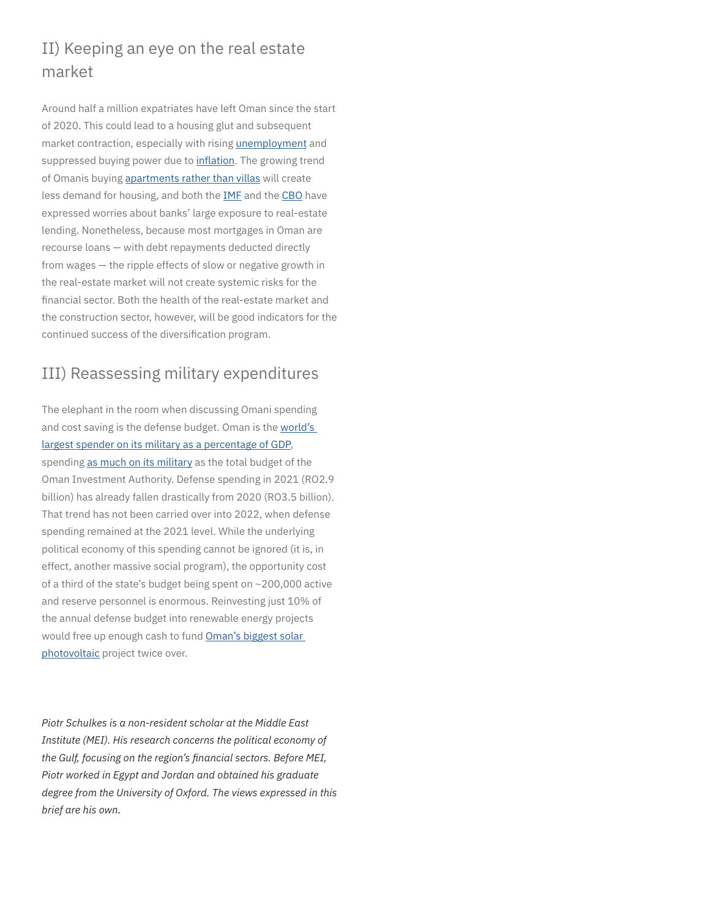## II) Keeping an eye on the real estate market

Around half a million expatriates have left Oman since the start of 2020. This could lead to a housing glut and subsequent market contraction, especially with rising unemployment and suppressed buying power due to inflation. The growing trend of Omanis buying apartments rather than villas will create less demand for housing, and both the IMF and the CBO have expressed worries about banks' large exposure to real-estate lending. Nonetheless, because most mortgages in Oman are recourse loans — with debt repayments deducted directly from wages — the ripple effects of slow or negative growth in the real-estate market will not create systemic risks for the financial sector. Both the health of the real-estate market and the construction sector, however, will be good indicators for the continued success of the diversification program.

## III) Reassessing military expenditures

The elephant in the room when discussing Omani spending and cost saving is the defense budget. Oman is the world's largest spender on its military as a percentage of GDP, spending as much on its military as the total budget of the Oman Investment Authority. Defense spending in 2021 (RO2.9 billion) has already fallen drastically from 2020 (RO3.5 billion). That trend has not been carried over into 2022, when defense spending remained at the 2021 level. While the underlying political economy of this spending cannot be ignored (it is, in effect, another massive social program), the opportunity cost of a third of the state's budget being spent on ~200,000 active and reserve personnel is enormous. Reinvesting just 10% of the annual defense budget into renewable energy projects would free up enough cash to fund Oman's biggest solar photovoltaic project twice over.

*Piotr Schulkes is a non-resident scholar at the Middle East Institute (MEI). His research concerns the political economy of the Gulf, focusing on the region's financial sectors. Before MEI, Piotr worked in Egypt and Jordan and obtained his graduate degree from the University of Oxford. The views expressed in this brief are his own.*